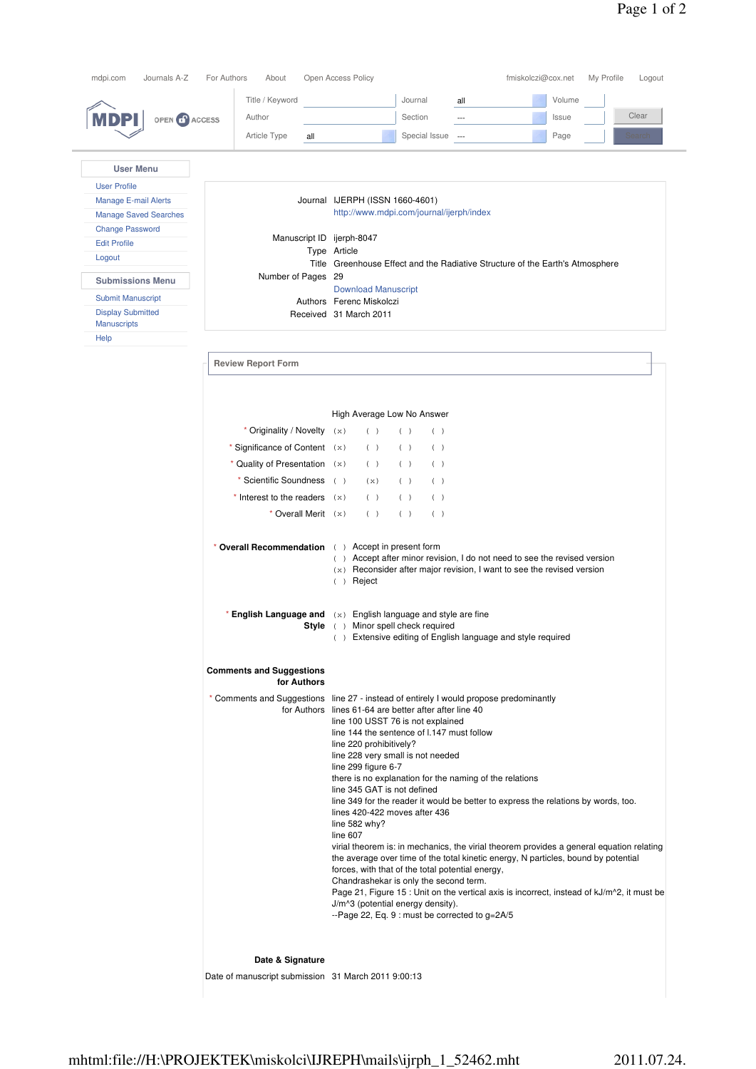mdpi.com | Journals A-Z | For Authors | About | Open Access Policy | fmiskolczi@cox.net | My Profile | Logout

Title / Keyword | Journal: all | Volume
Author | Section: --- | Issue
Article Type: all | Special Issue: --- | Page

Clear | Search

MDPI OPEN ACCESS

**User Menu**

- User Profile
- Manage E-mail Alerts
- Manage Saved Searches
- Change Password
- Edit Profile
- Logout

**Submissions Menu**

- Submit Manuscript
- Display Submitted Manuscripts
- Help

| | |
|---|---|
| Journal | IJERPH (ISSN 1660-4601) http://www.mdpi.com/journal/ijerph/index |
| Manuscript ID | ijerph-8047 |
| Type | Article |
| Title | Greenhouse Effect and the Radiative Structure of the Earth's Atmosphere |
| Number of Pages | 29 |
| | Download Manuscript |
| Authors | Ferenc Miskolczi |
| Received | 31 March 2011 |

## Review Report Form

| | High | Average | Low | No Answer |
|---|---|---|---|---|
| * Originality / Novelty | (x) | ( ) | ( ) | ( ) |
| * Significance of Content | (x) | ( ) | ( ) | ( ) |
| * Quality of Presentation | (x) | ( ) | ( ) | ( ) |
| * Scientific Soundness | ( ) | (x) | ( ) | ( ) |
| * Interest to the readers | (x) | ( ) | ( ) | ( ) |
| * Overall Merit | (x) | ( ) | ( ) | ( ) |

**\* Overall Recommendation**

( ) Accept in present form
( ) Accept after minor revision, I do not need to see the revised version
(x) Reconsider after major revision, I want to see the revised version
( ) Reject

**\* English Language and Style**

(x) English language and style are fine
( ) Minor spell check required
( ) Extensive editing of English language and style required

**Comments and Suggestions for Authors**

\* Comments and Suggestions for Authors

line 27 - instead of entirely I would propose predominantly
lines 61-64 are better after after line 40
line 100 USST 76 is not explained
line 144 the sentence of l.147 must follow
line 220 prohibitively?
line 228 very small is not needed
line 299 figure 6-7
there is no explanation for the naming of the relations
line 345 GAT is not defined
line 349 for the reader it would be better to express the relations by words, too.
lines 420-422 moves after 436
line 582 why?
line 607
virial theorem is: in mechanics, the virial theorem provides a general equation relating the average over time of the total kinetic energy, N particles, bound by potential forces, with that of the total potential energy,
Chandrashekar is only the second term.
Page 21, Figure 15 : Unit on the vertical axis is incorrect, instead of kJ/m^2, it must be J/m^3 (potential energy density).
--Page 22, Eq. 9 : must be corrected to g=2A/5

**Date & Signature**

Date of manuscript submission: 31 March 2011 9:00:13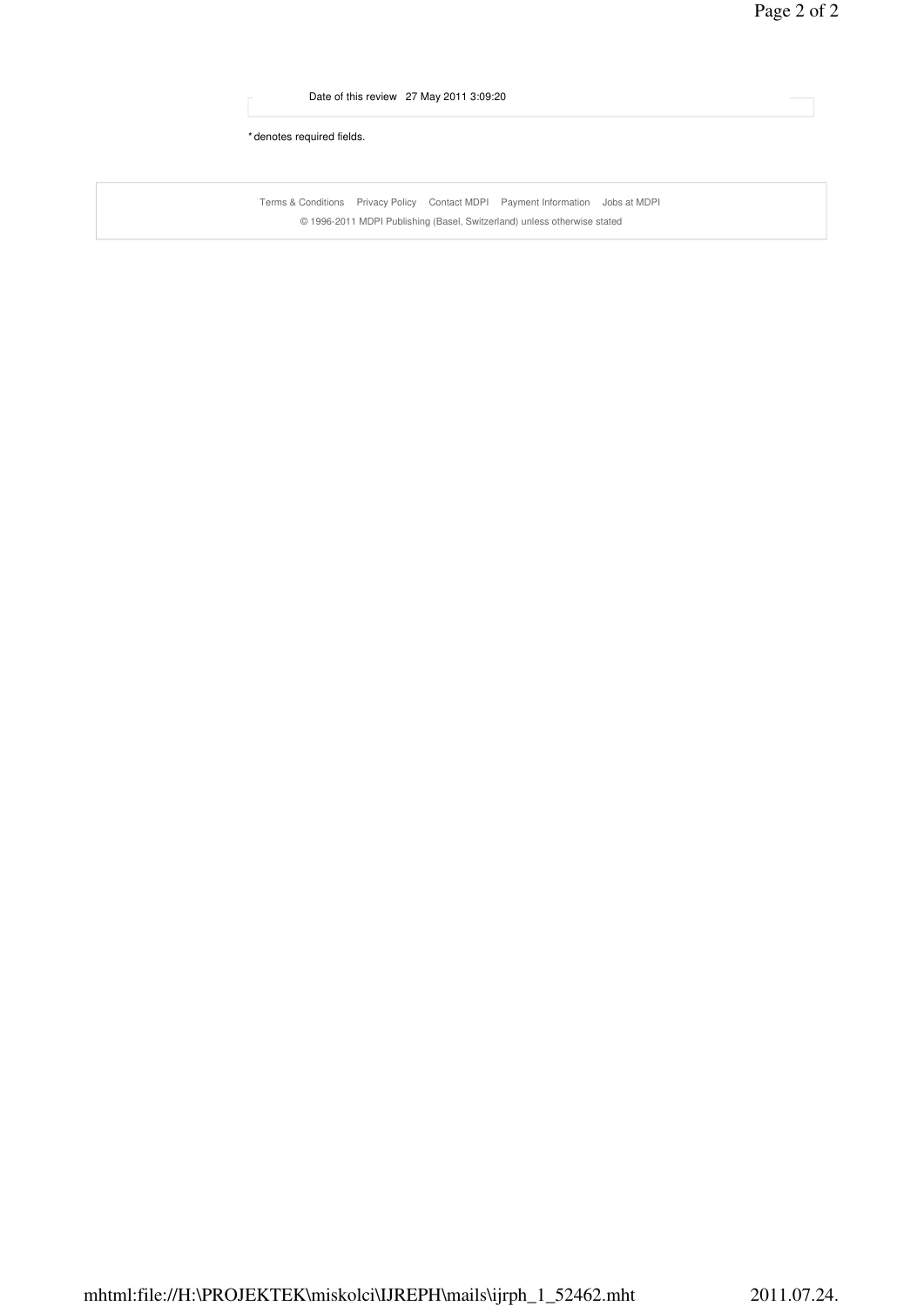Date of this review 27 May 2011 3:09:20

* denotes required fields.

Terms & Conditions Privacy Policy Contact MDPI Payment Information Jobs at MDPI

© 1996-2011 MDPI Publishing (Basel, Switzerland) unless otherwise stated